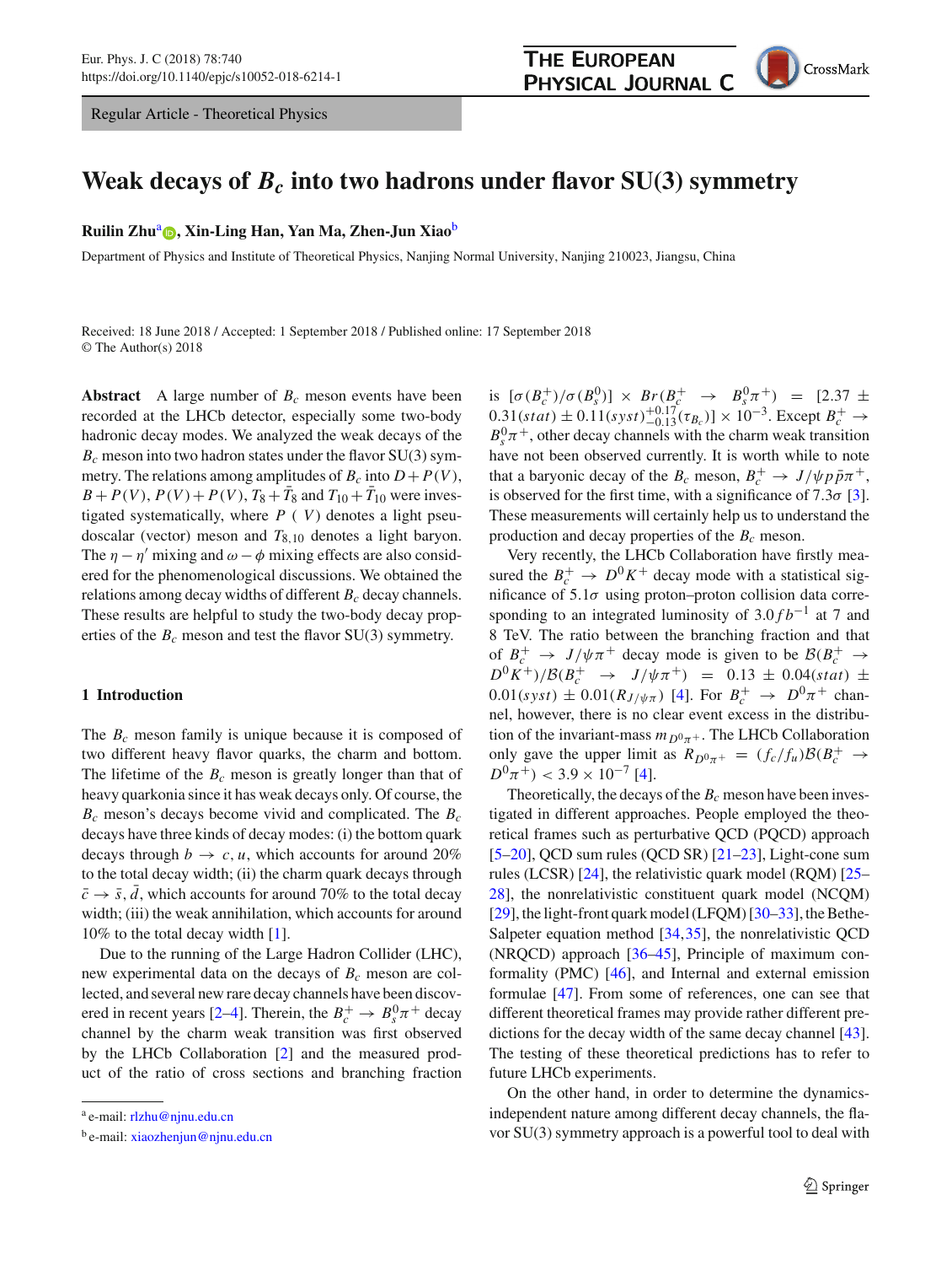# Weak decays of $B_c$ into two hadrons under flavor SU(3) symmetry

**Ruilin Zhu**[a], **Xin-Ling Han**, **Yan Ma**, **Zhen-Jun Xiao**[b]

Department of Physics and Institute of Theoretical Physics, Nanjing Normal University, Nanjing 210023, Jiangsu, China

Received: 18 June 2018 / Accepted: 1 September 2018 / Published online: 17 September 2018
© The Author(s) 2018

**Abstract** A large number of $B_c$ meson events have been recorded at the LHCb detector, especially some two-body hadronic decay modes. We analyzed the weak decays of the $B_c$ meson into two hadron states under the flavor SU(3) symmetry. The relations among amplitudes of $B_c$ into $D + P(V)$, $B + P(V)$, $P(V) + P(V)$, $T_8 + \bar{T}_8$ and $T_{10} + \bar{T}_{10}$ were investigated systematically, where $P$ ( $V$) denotes a light pseudoscalar (vector) meson and $T_{8,10}$ denotes a light baryon. The $\eta - \eta'$ mixing and $\omega - \phi$ mixing effects are also considered for the phenomenological discussions. We obtained the relations among decay widths of different $B_c$ decay channels. These results are helpful to study the two-body decay properties of the $B_c$ meson and test the flavor SU(3) symmetry.

## 1 Introduction

The $B_c$ meson family is unique because it is composed of two different heavy flavor quarks, the charm and bottom. The lifetime of the $B_c$ meson is greatly longer than that of heavy quarkonia since it has weak decays only. Of course, the $B_c$ meson's decays become vivid and complicated. The $B_c$ decays have three kinds of decay modes: (i) the bottom quark decays through $b \to c, u$, which accounts for around 20% to the total decay width; (ii) the charm quark decays through $\bar{c} \to \bar{s}, \bar{d}$, which accounts for around 70% to the total decay width; (iii) the weak annihilation, which accounts for around 10% to the total decay width [1].

Due to the running of the Large Hadron Collider (LHC), new experimental data on the decays of $B_c$ meson are collected, and several new rare decay channels have been discovered in recent years [2–4]. Therein, the $B_c^+ \to B_s^0 \pi^+$ decay channel by the charm weak transition was first observed by the LHCb Collaboration [2] and the measured product of the ratio of cross sections and branching fraction is $[\sigma(B_c^+)/\sigma(B_s^0)] \times Br(B_c^+ \to B_s^0 \pi^+) = [2.37 \pm 0.31(stat) \pm 0.11(syst)^{+0.17}_{-0.13}(\tau_{B_c})] \times 10^{-3}$. Except $B_c^+ \to B_s^0 \pi^+$, other decay channels with the charm weak transition have not been observed currently. It is worth while to note that a baryonic decay of the $B_c$ meson, $B_c^+ \to J/\psi p \bar{p} \pi^+$, is observed for the first time, with a significance of $7.3\sigma$ [3]. These measurements will certainly help us to understand the production and decay properties of the $B_c$ meson.

Very recently, the LHCb Collaboration have firstly measured the $B_c^+ \to D^0 K^+$ decay mode with a statistical significance of $5.1\sigma$ using proton–proton collision data corresponding to an integrated luminosity of $3.0 fb^{-1}$ at 7 and 8 TeV. The ratio between the branching fraction and that of $B_c^+ \to J/\psi \pi^+$ decay mode is given to be $\mathcal{B}(B_c^+ \to D^0 K^+)/\mathcal{B}(B_c^+ \to J/\psi \pi^+) = 0.13 \pm 0.04(stat) \pm 0.01(syst) \pm 0.01(R_{J/\psi\pi})$ [4]. For $B_c^+ \to D^0 \pi^+$ channel, however, there is no clear event excess in the distribution of the invariant-mass $m_{D^0\pi^+}$. The LHCb Collaboration only gave the upper limit as $R_{D^0\pi^+} = (f_c/f_u)\mathcal{B}(B_c^+ \to D^0 \pi^+) < 3.9 \times 10^{-7}$ [4].

Theoretically, the decays of the $B_c$ meson have been investigated in different approaches. People employed the theoretical frames such as perturbative QCD (PQCD) approach [5–20], QCD sum rules (QCD SR) [21–23], Light-cone sum rules (LCSR) [24], the relativistic quark model (RQM) [25–28], the nonrelativistic constituent quark model (NCQM) [29], the light-front quark model (LFQM) [30–33], the Bethe-Salpeter equation method [34,35], the nonrelativistic QCD (NRQCD) approach [36–45], Principle of maximum conformality (PMC) [46], and Internal and external emission formulae [47]. From some of references, one can see that different theoretical frames may provide rather different predictions for the decay width of the same decay channel [43]. The testing of these theoretical predictions has to refer to future LHCb experiments.

On the other hand, in order to determine the dynamics-independent nature among different decay channels, the flavor SU(3) symmetry approach is a powerful tool to deal with

[a] e-mail: rlzhu@njnu.edu.cn

[b] e-mail: xiaozhenjun@njnu.edu.cn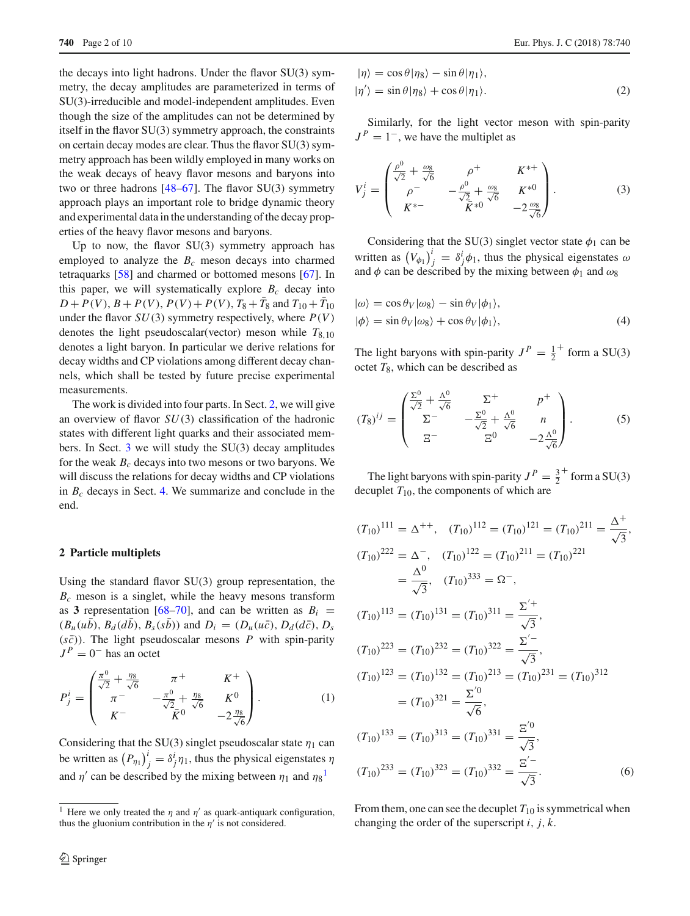the decays into light hadrons. Under the flavor SU(3) symmetry, the decay amplitudes are parameterized in terms of SU(3)-irreducible and model-independent amplitudes. Even though the size of the amplitudes can not be determined by itself in the flavor SU(3) symmetry approach, the constraints on certain decay modes are clear. Thus the flavor SU(3) symmetry approach has been wildly employed in many works on the weak decays of heavy flavor mesons and baryons into two or three hadrons [48–67]. The flavor SU(3) symmetry approach plays an important role to bridge dynamic theory and experimental data in the understanding of the decay properties of the heavy flavor mesons and baryons.

Up to now, the flavor SU(3) symmetry approach has employed to analyze the $B_c$ meson decays into charmed tetraquarks [58] and charmed or bottomed mesons [67]. In this paper, we will systematically explore $B_c$ decay into $D+P(V)$, $B+P(V)$, $P(V)+P(V)$, $T_8+\bar{T}_8$ and $T_{10}+\bar{T}_{10}$ under the flavor $SU(3)$ symmetry respectively, where $P(V)$ denotes the light pseudoscalar(vector) meson while $T_{8,10}$ denotes a light baryon. In particular we derive relations for decay widths and CP violations among different decay channels, which shall be tested by future precise experimental measurements.

The work is divided into four parts. In Sect. 2, we will give an overview of flavor $SU(3)$ classification of the hadronic states with different light quarks and their associated members. In Sect. 3 we will study the SU(3) decay amplitudes for the weak $B_c$ decays into two mesons or two baryons. We will discuss the relations for decay widths and CP violations in $B_c$ decays in Sect. 4. We summarize and conclude in the end.

## 2 Particle multiplets

Using the standard flavor SU(3) group representation, the $B_c$ meson is a singlet, while the heavy mesons transform as **3** representation [68–70], and can be written as $B_i = (B_u(u\bar{b}), B_d(d\bar{b}), B_s(s\bar{b}))$ and $D_i = (D_u(u\bar{c}), D_d(d\bar{c}), D_s(s\bar{c}))$. The light pseudoscalar mesons $P$ with spin-parity $J^P = 0^-$ has an octet

$$P^i_j = \begin{pmatrix} \frac{\pi^0}{\sqrt{2}}+\frac{\eta_8}{\sqrt{6}} & \pi^+ & K^+ \\ \pi^- & -\frac{\pi^0}{\sqrt{2}}+\frac{\eta_8}{\sqrt{6}} & K^0 \\ K^- & \bar{K}^0 & -2\frac{\eta_8}{\sqrt{6}} \end{pmatrix}. \quad (1)$$

Considering that the SU(3) singlet pseudoscalar state $\eta_1$ can be written as $\left(P_{\eta_1}\right)^i_j = \delta^i_j \eta_1$, thus the physical eigenstates $\eta$ and $\eta'$ can be described by the mixing between $\eta_1$ and $\eta_8$[1]

$$\begin{aligned} |\eta\rangle &= \cos\theta|\eta_8\rangle - \sin\theta|\eta_1\rangle, \\ |\eta'\rangle &= \sin\theta|\eta_8\rangle + \cos\theta|\eta_1\rangle. \end{aligned} \quad (2)$$

Similarly, for the light vector meson with spin-parity $J^P = 1^-$, we have the multiplet as

$$V^i_j = \begin{pmatrix} \frac{\rho^0}{\sqrt{2}}+\frac{\omega_8}{\sqrt{6}} & \rho^+ & K^{*+} \\ \rho^- & -\frac{\rho^0}{\sqrt{2}}+\frac{\omega_8}{\sqrt{6}} & K^{*0} \\ K^{*-} & \bar{K}^{*0} & -2\frac{\omega_8}{\sqrt{6}} \end{pmatrix}. \quad (3)$$

Considering that the SU(3) singlet vector state $\phi_1$ can be written as $\left(V_{\phi_1}\right)^i_j = \delta^i_j \phi_1$, thus the physical eigenstates $\omega$ and $\phi$ can be described by the mixing between $\phi_1$ and $\omega_8$

$$\begin{aligned} |\omega\rangle &= \cos\theta_V|\omega_8\rangle - \sin\theta_V|\phi_1\rangle, \\ |\phi\rangle &= \sin\theta_V|\omega_8\rangle + \cos\theta_V|\phi_1\rangle, \end{aligned} \quad (4)$$

The light baryons with spin-parity $J^P = \frac{1}{2}^+$ form a SU(3) octet $T_8$, which can be described as

$$(T_8)^{ij} = \begin{pmatrix} \frac{\Sigma^0}{\sqrt{2}}+\frac{\Lambda^0}{\sqrt{6}} & \Sigma^+ & p^+ \\ \Sigma^- & -\frac{\Sigma^0}{\sqrt{2}}+\frac{\Lambda^0}{\sqrt{6}} & n \\ \Xi^- & \Xi^0 & -2\frac{\Lambda^0}{\sqrt{6}} \end{pmatrix}. \quad (5)$$

The light baryons with spin-parity $J^P = \frac{3}{2}^+$ form a SU(3) decuplet $T_{10}$, the components of which are

$$\begin{aligned}
&(T_{10})^{111} = \Delta^{++}, \quad (T_{10})^{112} = (T_{10})^{121} = (T_{10})^{211} = \frac{\Delta^+}{\sqrt{3}}, \\
&(T_{10})^{222} = \Delta^-, \quad (T_{10})^{122} = (T_{10})^{211} = (T_{10})^{221} \\
&\quad = \frac{\Delta^0}{\sqrt{3}}, \quad (T_{10})^{333} = \Omega^-, \\
&(T_{10})^{113} = (T_{10})^{131} = (T_{10})^{311} = \frac{\Sigma'^+}{\sqrt{3}}, \\
&(T_{10})^{223} = (T_{10})^{232} = (T_{10})^{322} = \frac{\Sigma'^-}{\sqrt{3}}, \\
&(T_{10})^{123} = (T_{10})^{132} = (T_{10})^{213} = (T_{10})^{231} = (T_{10})^{312} \\
&\quad = (T_{10})^{321} = \frac{\Sigma'^0}{\sqrt{6}}, \\
&(T_{10})^{133} = (T_{10})^{313} = (T_{10})^{331} = \frac{\Xi'^0}{\sqrt{3}}, \\
&(T_{10})^{233} = (T_{10})^{323} = (T_{10})^{332} = \frac{\Xi'^-}{\sqrt{3}}.
\end{aligned} \quad (6)$$

From them, one can see the decuplet $T_{10}$ is symmetrical when changing the order of the superscript $i$, $j$, $k$.

[1] Here we only treated the $\eta$ and $\eta'$ as quark-antiquark configuration, thus the gluonium contribution in the $\eta'$ is not considered.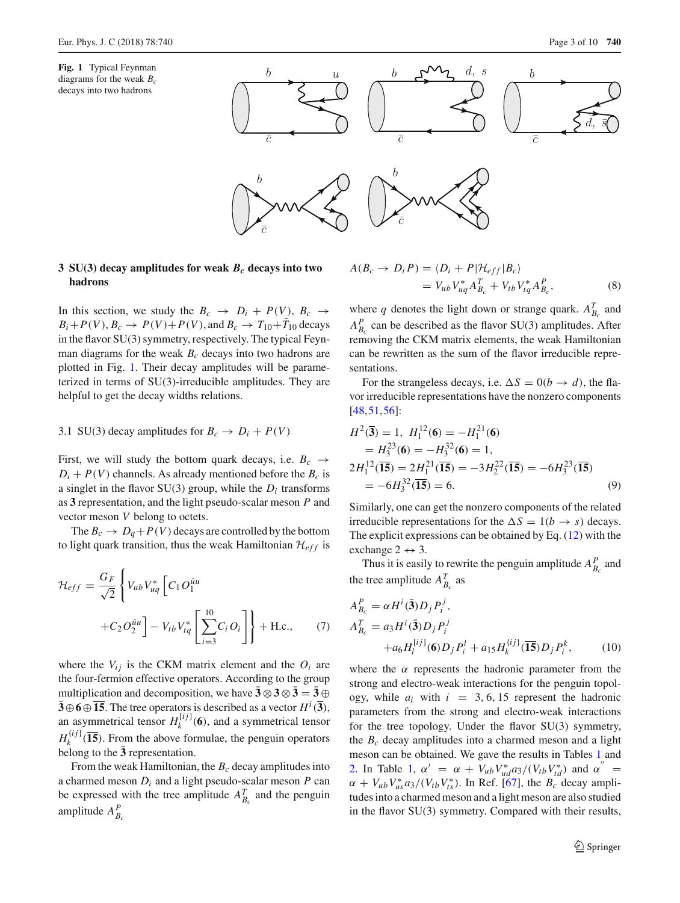**Fig. 1** Typical Feynman diagrams for the weak $B_c$ decays into two hadrons

## 3 SU(3) decay amplitudes for weak $B_c$ decays into two hadrons

In this section, we study the $B_c \to D_i + P(V)$, $B_c \to B_i + P(V)$, $B_c \to P(V) + P(V)$, and $B_c \to T_{10} + \bar{T}_{10}$ decays in the flavor SU(3) symmetry, respectively. The typical Feynman diagrams for the weak $B_c$ decays into two hadrons are plotted in Fig. 1. Their decay amplitudes will be parameterized in terms of SU(3)-irreducible amplitudes. They are helpful to get the decay widths relations.

### 3.1 SU(3) decay amplitudes for $B_c \to D_i + P(V)$

First, we will study the bottom quark decays, i.e. $B_c \to D_i + P(V)$ channels. As already mentioned before the $B_c$ is a singlet in the flavor SU(3) group, while the $D_i$ transforms as $\mathbf{3}$ representation, and the light pseudo-scalar meson $P$ and vector meson $V$ belong to octets.

The $B_c \to D_q + P(V)$ decays are controlled by the bottom to light quark transition, thus the weak Hamiltonian $\mathcal{H}_{eff}$ is

$$\mathcal{H}_{eff} = \frac{G_F}{\sqrt{2}} \left\{ V_{ub} V_{uq}^* \left[ C_1 O_1^{\bar{u}u} + C_2 O_2^{\bar{u}u} \right] - V_{tb} V_{tq}^* \left[ \sum_{i=3}^{10} C_i O_i \right] \right\} + \text{H.c.}, \tag{7}$$

where the $V_{ij}$ is the CKM matrix element and the $O_i$ are the four-fermion effective operators. According to the group multiplication and decomposition, we have $\bar{\mathbf{3}} \otimes \mathbf{3} \otimes \bar{\mathbf{3}} = \bar{\mathbf{3}} \oplus \bar{\mathbf{3}} \oplus \mathbf{6} \oplus \overline{\mathbf{15}}$. The tree operators is described as a vector $H^i(\bar{\mathbf{3}})$, an asymmetrical tensor $H_k^{[ij]}(\mathbf{6})$, and a symmetrical tensor $H_k^{\{ij\}}(\overline{\mathbf{15}})$. From the above formulae, the penguin operators belong to the $\bar{\mathbf{3}}$ representation.

From the weak Hamiltonian, the $B_c$ decay amplitudes into a charmed meson $D_i$ and a light pseudo-scalar meson $P$ can be expressed with the tree amplitude $A_{B_c}^T$ and the penguin amplitude $A_{B_c}^P$

$$\begin{aligned} A(B_c \to D_i P) &= \langle D_i + P | \mathcal{H}_{eff} | B_c \rangle \\ &= V_{ub} V_{uq}^* A_{B_c}^T + V_{tb} V_{tq}^* A_{B_c}^P, \end{aligned} \tag{8}$$

where $q$ denotes the light down or strange quark. $A_{B_c}^T$ and $A_{B_c}^P$ can be described as the flavor SU(3) amplitudes. After removing the CKM matrix elements, the weak Hamiltonian can be rewritten as the sum of the flavor irreducible representations.

For the strangeless decays, i.e. $\Delta S = 0 (b \to d)$, the flavor irreducible representations have the nonzero components [48,51,56]:

$$\begin{aligned} &H^2(\bar{\mathbf{3}}) = 1, \ \ H_1^{12}(\mathbf{6}) = -H_1^{21}(\mathbf{6}) \\ &\quad = H_3^{23}(\mathbf{6}) = -H_3^{32}(\mathbf{6}) = 1, \\ &2H_1^{12}(\overline{\mathbf{15}}) = 2H_1^{21}(\overline{\mathbf{15}}) = -3H_2^{22}(\overline{\mathbf{15}}) = -6H_3^{23}(\overline{\mathbf{15}}) \\ &\quad = -6H_3^{32}(\overline{\mathbf{15}}) = 6. \end{aligned} \tag{9}$$

Similarly, one can get the nonzero components of the related irreducible representations for the $\Delta S = 1 (b \to s)$ decays. The explicit expressions can be obtained by Eq. (12) with the exchange $2 \leftrightarrow 3$.

Thus it is easily to rewrite the penguin amplitude $A_{B_c}^P$ and the tree amplitude $A_{B_c}^T$ as

$$\begin{aligned} A_{B_c}^P &= \alpha H^i(\bar{\mathbf{3}}) D_j P_i^j, \\ A_{B_c}^T &= a_3 H^i(\bar{\mathbf{3}}) D_j P_i^j \\ &\quad + a_6 H_l^{[ij]}(\mathbf{6}) D_j P_i^l + a_{15} H_k^{\{ij\}}(\overline{\mathbf{15}}) D_j P_i^k, \end{aligned} \tag{10}$$

where the $\alpha$ represents the hadronic parameter from the strong and electro-weak interactions for the penguin topology, while $a_i$ with $i = 3, 6, 15$ represent the hadronic parameters from the strong and electro-weak interactions for the tree topology. Under the flavor SU(3) symmetry, the $B_c$ decay amplitudes into a charmed meson and a light meson can be obtained. We gave the results in Tables 1 and 2. In Table 1, $\alpha' = \alpha + V_{ub} V_{ud}^* a_3 / (V_{tb} V_{td}^*)$ and $\alpha'' = \alpha + V_{ub} V_{us}^* a_3 / (V_{tb} V_{ts}^*)$. In Ref. [67], the $B_c$ decay amplitudes into a charmed meson and a light meson are also studied in the flavor SU(3) symmetry. Compared with their results,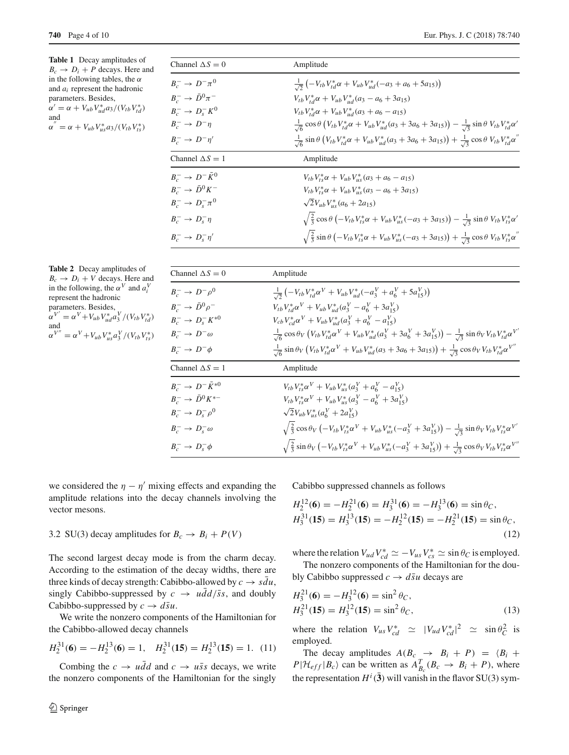**Table 1** Decay amplitudes of $B_c \to D_i + P$ decays. Here and in the following tables, the $\alpha$ and $a_i$ represent the hadronic parameters. Besides, $\alpha' = \alpha + V_{ub}V_{ud}^* a_3/(V_{tb}V_{td}^*)$ and $\alpha'' = \alpha + V_{ub}V_{us}^* a_3/(V_{tb}V_{ts}^*)$

| Channel $\Delta S = 0$ | Amplitude |
|---|---|
| $B_c^- \to D^-\pi^0$ | $\frac{1}{\sqrt{2}}\left(-V_{tb}V_{td}^*\alpha + V_{ub}V_{ud}^*(-a_3 + a_6 + 5a_{15})\right)$ |
| $B_c^- \to \bar{D}^0\pi^-$ | $V_{tb}V_{td}^*\alpha + V_{ub}V_{ud}^*(a_3 - a_6 + 3a_{15})$ |
| $B_c^- \to D_s^- K^0$ | $V_{tb}V_{td}^*\alpha + V_{ub}V_{ud}^*(a_3 + a_6 - a_{15})$ |
| $B_c^- \to D^-\eta$ | $\frac{1}{\sqrt{6}}\cos\theta\left(V_{tb}V_{td}^*\alpha + V_{ub}V_{ud}^*(a_3 + 3a_6 + 3a_{15})\right) - \frac{1}{\sqrt{3}}\sin\theta\, V_{tb}V_{td}^*\alpha'$ |
| $B_c^- \to D^-\eta'$ | $\frac{1}{\sqrt{6}}\sin\theta\left(V_{tb}V_{td}^*\alpha + V_{ub}V_{ud}^*(a_3 + 3a_6 + 3a_{15})\right) + \frac{1}{\sqrt{3}}\cos\theta\, V_{tb}V_{td}^*\alpha''$ |
| **Channel $\Delta S = 1$** | **Amplitude** |
| $B_c^- \to D^-\bar{K}^0$ | $V_{tb}V_{ts}^*\alpha + V_{ub}V_{us}^*(a_3 + a_6 - a_{15})$ |
| $B_c^- \to \bar{D}^0 K^-$ | $V_{tb}V_{ts}^*\alpha + V_{ub}V_{us}^*(a_3 - a_6 + 3a_{15})$ |
| $B_c^- \to D_s^-\pi^0$ | $\sqrt{2}V_{ub}V_{us}^*(a_6 + 2a_{15})$ |
| $B_c^- \to D_s^-\eta$ | $\sqrt{\frac{2}{3}}\cos\theta\left(-V_{tb}V_{ts}^*\alpha + V_{ub}V_{us}^*(-a_3 + 3a_{15})\right) - \frac{1}{\sqrt{3}}\sin\theta\, V_{tb}V_{ts}^*\alpha'$ |
| $B_c^- \to D_s^-\eta'$ | $\sqrt{\frac{2}{3}}\sin\theta\left(-V_{tb}V_{ts}^*\alpha + V_{ub}V_{us}^*(-a_3 + 3a_{15})\right) + \frac{1}{\sqrt{3}}\cos\theta\, V_{tb}V_{ts}^*\alpha''$ |

**Table 2** Decay amplitudes of $B_c \to D_i + V$ decays. Here and in the following, the $\alpha^V$ and $a_i^V$ represent the hadronic parameters. Besides, $\alpha^{V'} = \alpha^V + V_{ub}V_{ud}^* a_3^V/(V_{tb}V_{td}^*)$ and $\alpha^{V''} = \alpha^V + V_{ub}V_{us}^* a_3^V/(V_{tb}V_{ts}^*)$

| Channel $\Delta S = 0$ | Amplitude |
|---|---|
| $B_c^- \to D^-\rho^0$ | $\frac{1}{\sqrt{2}}\left(-V_{tb}V_{td}^*\alpha^V + V_{ub}V_{ud}^*(-a_3^V + a_6^V + 5a_{15}^V)\right)$ |
| $B_c^- \to \bar{D}^0\rho^-$ | $V_{tb}V_{td}^*\alpha^V + V_{ub}V_{ud}^*(a_3^V - a_6^V + 3a_{15}^V)$ |
| $B_c^- \to D_s^- K^{*0}$ | $V_{cb}V_{cd}^*\alpha^V + V_{ub}V_{ud}^*(a_3^V + a_6^V - a_{15}^V)$ |
| $B_c^- \to D^-\omega$ | $\frac{1}{\sqrt{6}}\cos\theta_V\left(V_{tb}V_{td}^*\alpha^V + V_{ub}V_{ud}^*(a_3^V + 3a_6^V + 3a_{15}^V)\right) - \frac{1}{\sqrt{3}}\sin\theta_V V_{tb}V_{td}^*\alpha^{V'}$ |
| $B_c^- \to D^-\phi$ | $\frac{1}{\sqrt{6}}\sin\theta_V\left(V_{tb}V_{td}^*\alpha^V + V_{ub}V_{ud}^*(a_3 + 3a_6 + 3a_{15})\right) + \frac{1}{\sqrt{3}}\cos\theta_V V_{tb}V_{td}^*\alpha^{V''}$ |
| **Channel $\Delta S = 1$** | **Amplitude** |
| $B_c^- \to D^-\bar{K}^{*0}$ | $V_{tb}V_{ts}^*\alpha^V + V_{ub}V_{us}^*(a_3^V + a_6^V - a_{15}^V)$ |
| $B_c^- \to \bar{D}^0 K^{*-}$ | $V_{tb}V_{ts}^*\alpha^V + V_{ub}V_{us}^*(a_3^V - a_6^V + 3a_{15}^V)$ |
| $B_c^- \to D_s^-\rho^0$ | $\sqrt{2}V_{ub}V_{us}^*(a_6^V + 2a_{15}^V)$ |
| $B_c^- \to D_s^-\omega$ | $\sqrt{\frac{2}{3}}\cos\theta_V\left(-V_{tb}V_{ts}^*\alpha^V + V_{ub}V_{us}^*(-a_3^V + 3a_{15}^V)\right) - \frac{1}{\sqrt{3}}\sin\theta_V V_{tb}V_{ts}^*\alpha^{V'}$ |
| $B_c^- \to D_s^-\phi$ | $\sqrt{\frac{2}{3}}\sin\theta_V\left(-V_{tb}V_{ts}^*\alpha^V + V_{ub}V_{us}^*(-a_3^V + 3a_{15}^V)\right) + \frac{1}{\sqrt{3}}\cos\theta_V V_{tb}V_{ts}^*\alpha^{V''}$ |

we considered the $\eta - \eta'$ mixing effects and expanding the amplitude relations into the decay channels involving the vector mesons.

### 3.2 SU(3) decay amplitudes for $B_c \to B_i + P(V)$

The second largest decay mode is from the charm decay. According to the estimation of the decay widths, there are three kinds of decay strength: Cabibbo-allowed by $c \to s\bar{d}u$, singly Cabibbo-suppressed by $c \to u\bar{d}d/\bar{s}s$, and doubly Cabibbo-suppressed by $c \to d\bar{s}u$.

We write the nonzero components of the Hamiltonian for the Cabibbo-allowed decay channels

$$H_2^{31}(\mathbf{6}) = -H_2^{13}(\mathbf{6}) = 1, \quad H_2^{31}(\mathbf{15}) = H_2^{13}(\mathbf{15}) = 1. \quad (11)$$

Combing the $c \to u\bar{d}d$ and $c \to u\bar{s}s$ decays, we write the nonzero components of the Hamiltonian for the singly Cabibbo suppressed channels as follows

$$H_2^{12}(\mathbf{6}) = -H_2^{21}(\mathbf{6}) = H_3^{31}(\mathbf{6}) = -H_3^{13}(\mathbf{6}) = \sin\theta_C,$$
$$H_3^{31}(\mathbf{15}) = H_3^{13}(\mathbf{15}) = -H_2^{12}(\mathbf{15}) = -H_2^{21}(\mathbf{15}) = \sin\theta_C, \quad (12)$$

where the relation $V_{ud}V_{cd}^* \simeq -V_{us}V_{cs}^* \simeq \sin\theta_C$ is employed.

The nonzero components of the Hamiltonian for the doubly Cabibbo suppressed $c \to d\bar{s}u$ decays are

$$H_3^{21}(\mathbf{6}) = -H_3^{12}(\mathbf{6}) = \sin^2\theta_C,$$
$$H_3^{21}(\mathbf{15}) = H_3^{12}(\mathbf{15}) = \sin^2\theta_C, \quad (13)$$

where the relation $V_{us}V_{cd}^* \simeq |V_{ud}V_{cd}^*|^2 \simeq \sin\theta_C^2$ is employed.

The decay amplitudes $A(B_c \to B_i + P) = \langle B_i + P|\mathcal{H}_{eff}|B_c\rangle$ can be written as $A_{B_c}^T(B_c \to B_i + P)$, where the representation $H^i(\bar{\mathbf{3}})$ will vanish in the flavor SU(3) sym-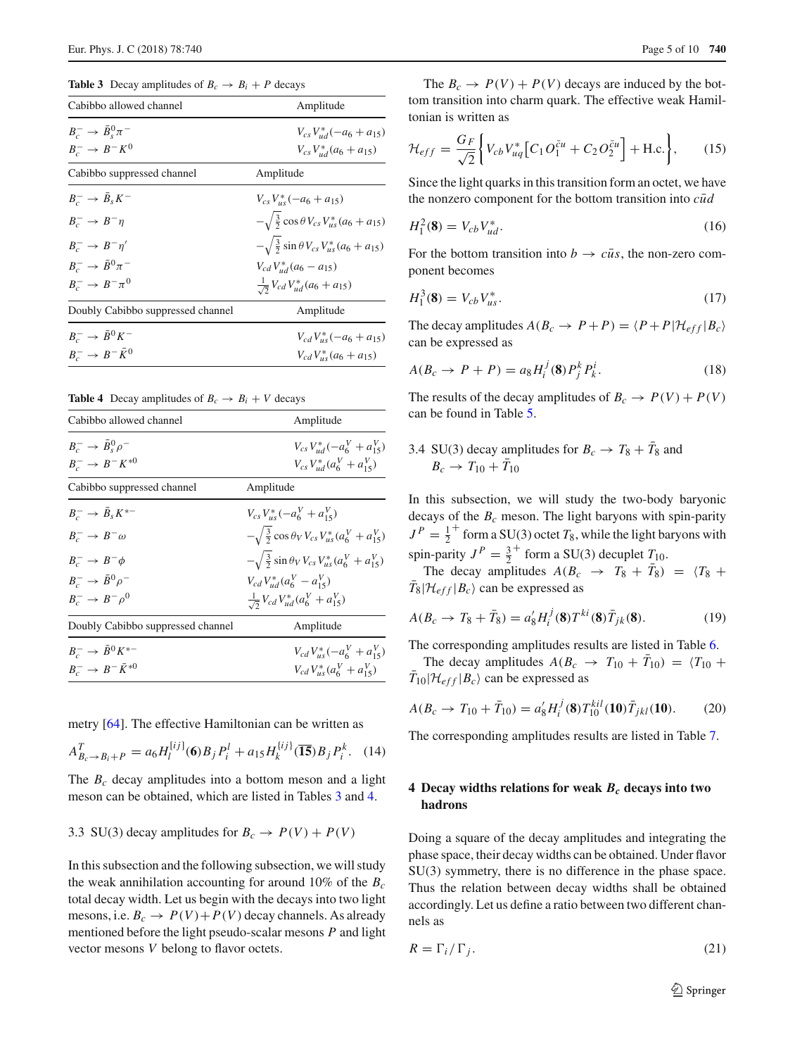**Table 3** Decay amplitudes of $B_c \to B_i + P$ decays

| Cabibbo allowed channel | Amplitude |
| --- | --- |
| $B_c^- \to \bar{B}_s^0 \pi^-$ | $V_{cs}V_{ud}^*(-a_6 + a_{15})$ |
| $B_c^- \to B^- K^0$ | $V_{cs}V_{ud}^*(a_6 + a_{15})$ |
| **Cabibbo suppressed channel** | **Amplitude** |
| $B_c^- \to \bar{B}_s K^-$ | $V_{cs}V_{us}^*(-a_6 + a_{15})$ |
| $B_c^- \to B^- \eta$ | $-\sqrt{\frac{3}{2}}\cos\theta V_{cs}V_{us}^*(a_6 + a_{15})$ |
| $B_c^- \to B^- \eta'$ | $-\sqrt{\frac{3}{2}}\sin\theta V_{cs}V_{us}^*(a_6 + a_{15})$ |
| $B_c^- \to \bar{B}^0 \pi^-$ | $V_{cd}V_{ud}^*(a_6 - a_{15})$ |
| $B_c^- \to B^- \pi^0$ | $\frac{1}{\sqrt{2}}V_{cd}V_{ud}^*(a_6 + a_{15})$ |
| **Doubly Cabibbo suppressed channel** | **Amplitude** |
| $B_c^- \to \bar{B}^0 K^-$ | $V_{cd}V_{us}^*(-a_6 + a_{15})$ |
| $B_c^- \to B^- \bar{K}^0$ | $V_{cd}V_{us}^*(a_6 + a_{15})$ |

**Table 4** Decay amplitudes of $B_c \to B_i + V$ decays

| Cabibbo allowed channel | Amplitude |
| --- | --- |
| $B_c^- \to \bar{B}_s^0 \rho^-$ | $V_{cs}V_{ud}^*(-a_6^V + a_{15}^V)$ |
| $B_c^- \to B^- K^{*0}$ | $V_{cs}V_{ud}^*(a_6^V + a_{15}^V)$ |
| **Cabibbo suppressed channel** | **Amplitude** |
| $B_c^- \to \bar{B}_s K^{*-}$ | $V_{cs}V_{us}^*(-a_6^V + a_{15}^V)$ |
| $B_c^- \to B^- \omega$ | $-\sqrt{\frac{3}{2}}\cos\theta_V V_{cs}V_{us}^*(a_6^V + a_{15}^V)$ |
| $B_c^- \to B^- \phi$ | $-\sqrt{\frac{3}{2}}\sin\theta_V V_{cs}V_{us}^*(a_6^V + a_{15}^V)$ |
| $B_c^- \to \bar{B}^0 \rho^-$ | $V_{cd}V_{ud}^*(a_6^V - a_{15}^V)$ |
| $B_c^- \to B^- \rho^0$ | $\frac{1}{\sqrt{2}}V_{cd}V_{ud}^*(a_6^V + a_{15}^V)$ |
| **Doubly Cabibbo suppressed channel** | **Amplitude** |
| $B_c^- \to \bar{B}^0 K^{*-}$ | $V_{cd}V_{us}^*(-a_6^V + a_{15}^V)$ |
| $B_c^- \to B^- \bar{K}^{*0}$ | $V_{cd}V_{us}^*(a_6^V + a_{15}^V)$ |

metry [64]. The effective Hamiltonian can be written as

$$A^T_{B_c \to B_i + P} = a_6 H_l^{[ij]}(\mathbf{6}) B_j P_i^l + a_{15} H_k^{\{ij\}}(\overline{\mathbf{15}}) B_j P_i^k. \quad (14)$$

The $B_c$ decay amplitudes into a bottom meson and a light meson can be obtained, which are listed in Tables 3 and 4.

### 3.3 SU(3) decay amplitudes for $B_c \to P(V) + P(V)$

In this subsection and the following subsection, we will study the weak annihilation accounting for around 10% of the $B_c$ total decay width. Let us begin with the decays into two light mesons, i.e. $B_c \to P(V) + P(V)$ decay channels. As already mentioned before the light pseudo-scalar mesons $P$ and light vector mesons $V$ belong to flavor octets.

The $B_c \to P(V) + P(V)$ decays are induced by the bottom transition into charm quark. The effective weak Hamiltonian is written as

$$\mathcal{H}_{eff} = \frac{G_F}{\sqrt{2}}\left\{V_{cb}V_{uq}^*\left[C_1 O_1^{\bar{c}u} + C_2 O_2^{\bar{c}u}\right] + \text{H.c.}\right\}, \quad (15)$$

Since the light quarks in this transition form an octet, we have the nonzero component for the bottom transition into $c\bar{u}d$

$$H_1^2(\mathbf{8}) = V_{cb}V_{ud}^*. \quad (16)$$

For the bottom transition into $b \to c\bar{u}s$, the non-zero component becomes

$$H_1^3(\mathbf{8}) = V_{cb}V_{us}^*. \quad (17)$$

The decay amplitudes $A(B_c \to P + P) = \langle P + P|\mathcal{H}_{eff}|B_c\rangle$ can be expressed as

$$A(B_c \to P + P) = a_8 H_i^j(\mathbf{8}) P_j^k P_k^i. \quad (18)$$

The results of the decay amplitudes of $B_c \to P(V) + P(V)$ can be found in Table 5.

### 3.4 SU(3) decay amplitudes for $B_c \to T_8 + \bar{T}_8$ and $B_c \to T_{10} + \bar{T}_{10}$

In this subsection, we will study the two-body baryonic decays of the $B_c$ meson. The light baryons with spin-parity $J^P = \frac{1}{2}^+$ form a SU(3) octet $T_8$, while the light baryons with spin-parity $J^P = \frac{3}{2}^+$ form a SU(3) decuplet $T_{10}$.

The decay amplitudes $A(B_c \to T_8 + \bar{T}_8) = \langle T_8 + \bar{T}_8|\mathcal{H}_{eff}|B_c\rangle$ can be expressed as

$$A(B_c \to T_8 + \bar{T}_8) = a_8' H_i^j(\mathbf{8}) T^{ki}(\mathbf{8}) \bar{T}_{jk}(\mathbf{8}). \quad (19)$$

The corresponding amplitudes results are listed in Table 6.

The decay amplitudes $A(B_c \to T_{10} + \bar{T}_{10}) = \langle T_{10} + \bar{T}_{10}|\mathcal{H}_{eff}|B_c\rangle$ can be expressed as

$$A(B_c \to T_{10} + \bar{T}_{10}) = a_8' H_i^j(\mathbf{8}) T_{10}^{kil}(\mathbf{10}) \bar{T}_{jkl}(\mathbf{10}). \quad (20)$$

The corresponding amplitudes results are listed in Table 7.

## 4 Decay widths relations for weak $B_c$ decays into two hadrons

Doing a square of the decay amplitudes and integrating the phase space, their decay widths can be obtained. Under flavor SU(3) symmetry, there is no difference in the phase space. Thus the relation between decay widths shall be obtained accordingly. Let us define a ratio between two different channels as

$$R = \Gamma_i / \Gamma_j. \quad (21)$$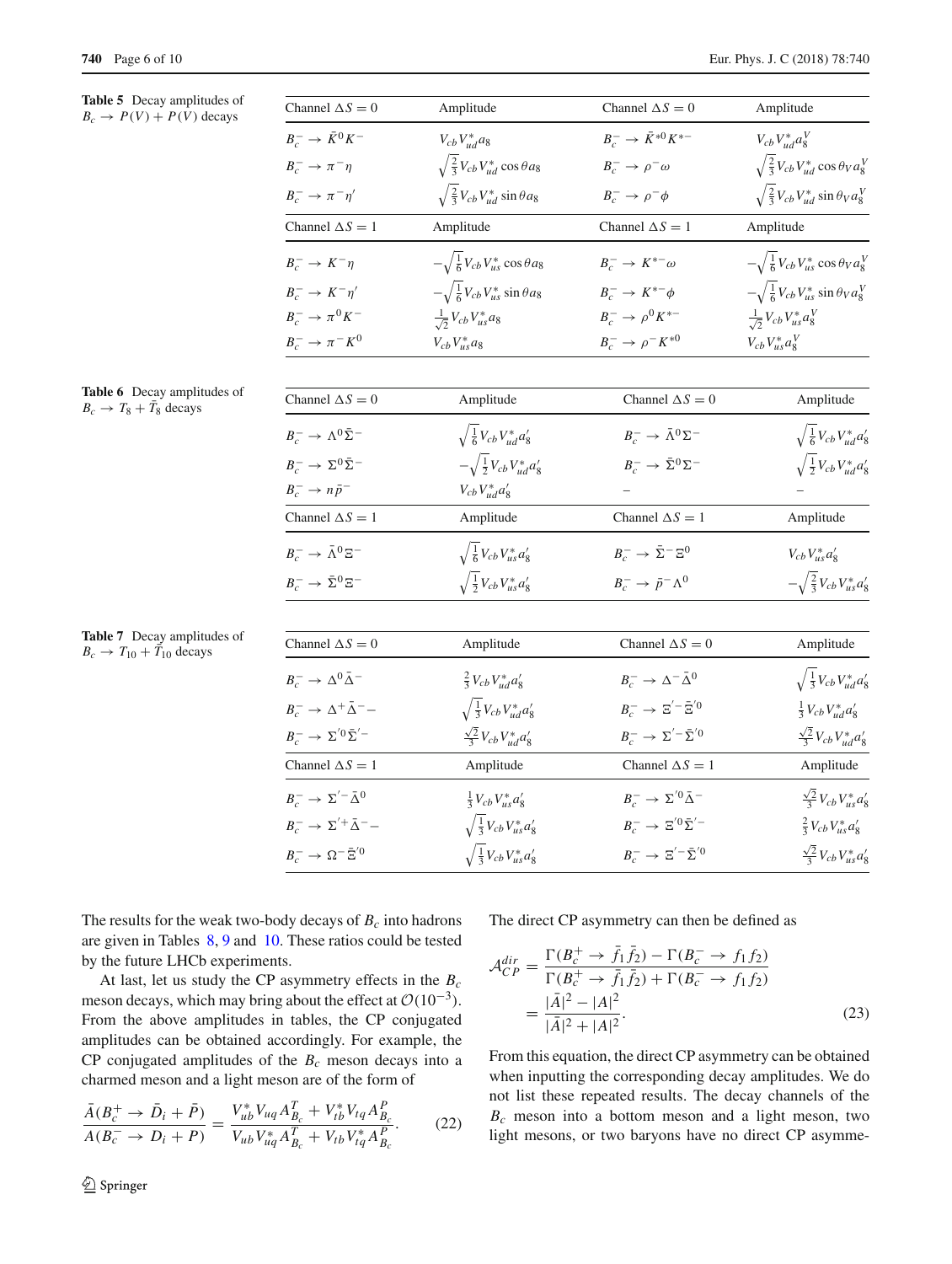**Table 5** Decay amplitudes of $B_c \to P(V) + P(V)$ decays

| Channel $\Delta S = 0$ | Amplitude | Channel $\Delta S = 0$ | Amplitude |
|---|---|---|---|
| $B_c^- \to \bar{K}^0 K^-$ | $V_{cb} V_{ud}^* a_8$ | $B_c^- \to \bar{K}^{*0} K^{*-}$ | $V_{cb} V_{ud}^* a_8^V$ |
| $B_c^- \to \pi^- \eta$ | $\sqrt{\frac{2}{3}} V_{cb} V_{ud}^* \cos\theta a_8$ | $B_c^- \to \rho^- \omega$ | $\sqrt{\frac{2}{3}} V_{cb} V_{ud}^* \cos\theta_V a_8^V$ |
| $B_c^- \to \pi^- \eta'$ | $\sqrt{\frac{2}{3}} V_{cb} V_{ud}^* \sin\theta a_8$ | $B_c^- \to \rho^- \phi$ | $\sqrt{\frac{2}{3}} V_{cb} V_{ud}^* \sin\theta_V a_8^V$ |
| **Channel $\Delta S = 1$** | **Amplitude** | **Channel $\Delta S = 1$** | **Amplitude** |
| $B_c^- \to K^- \eta$ | $-\sqrt{\frac{1}{6}} V_{cb} V_{us}^* \cos\theta a_8$ | $B_c^- \to K^{*-} \omega$ | $-\sqrt{\frac{1}{6}} V_{cb} V_{us}^* \cos\theta_V a_8^V$ |
| $B_c^- \to K^- \eta'$ | $-\sqrt{\frac{1}{6}} V_{cb} V_{us}^* \sin\theta a_8$ | $B_c^- \to K^{*-} \phi$ | $-\sqrt{\frac{1}{6}} V_{cb} V_{us}^* \sin\theta_V a_8^V$ |
| $B_c^- \to \pi^0 K^-$ | $\frac{1}{\sqrt{2}} V_{cb} V_{us}^* a_8$ | $B_c^- \to \rho^0 K^{*-}$ | $\frac{1}{\sqrt{2}} V_{cb} V_{us}^* a_8^V$ |
| $B_c^- \to \pi^- K^0$ | $V_{cb} V_{us}^* a_8$ | $B_c^- \to \rho^- K^{*0}$ | $V_{cb} V_{us}^* a_8^V$ |

**Table 6** Decay amplitudes of $B_c \to T_8 + \bar{T}_8$ decays

| Channel $\Delta S = 0$ | Amplitude | Channel $\Delta S = 0$ | Amplitude |
|---|---|---|---|
| $B_c^- \to \Lambda^0 \bar{\Sigma}^-$ | $\sqrt{\frac{1}{6}} V_{cb} V_{ud}^* a_8'$ | $B_c^- \to \bar{\Lambda}^0 \Sigma^-$ | $\sqrt{\frac{1}{6}} V_{cb} V_{ud}^* a_8'$ |
| $B_c^- \to \Sigma^0 \bar{\Sigma}^-$ | $-\sqrt{\frac{1}{2}} V_{cb} V_{ud}^* a_8'$ | $B_c^- \to \bar{\Sigma}^0 \Sigma^-$ | $\sqrt{\frac{1}{2}} V_{cb} V_{ud}^* a_8'$ |
| $B_c^- \to n \bar{p}^-$ | $V_{cb} V_{ud}^* a_8'$ | – | – |
| **Channel $\Delta S = 1$** | **Amplitude** | **Channel $\Delta S = 1$** | **Amplitude** |
| $B_c^- \to \bar{\Lambda}^0 \Xi^-$ | $\sqrt{\frac{1}{6}} V_{cb} V_{us}^* a_8'$ | $B_c^- \to \bar{\Sigma}^- \Xi^0$ | $V_{cb} V_{us}^* a_8'$ |
| $B_c^- \to \bar{\Sigma}^0 \Xi^-$ | $\sqrt{\frac{1}{2}} V_{cb} V_{us}^* a_8'$ | $B_c^- \to \bar{p}^- \Lambda^0$ | $-\sqrt{\frac{2}{3}} V_{cb} V_{us}^* a_8'$ |

**Table 7** Decay amplitudes of $B_c \to T_{10} + \bar{T}_{10}$ decays

| Channel $\Delta S = 0$ | Amplitude | Channel $\Delta S = 0$ | Amplitude |
|---|---|---|---|
| $B_c^- \to \Delta^0 \bar{\Delta}^-$ | $\frac{2}{3} V_{cb} V_{ud}^* a_8'$ | $B_c^- \to \Delta^- \bar{\Delta}^0$ | $\sqrt{\frac{1}{3}} V_{cb} V_{ud}^* a_8'$ |
| $B_c^- \to \Delta^+ \bar{\Delta}^{--}$ | $\sqrt{\frac{1}{3}} V_{cb} V_{ud}^* a_8'$ | $B_c^- \to \Xi'^- \bar{\Xi}'^0$ | $\frac{1}{3} V_{cb} V_{ud}^* a_8'$ |
| $B_c^- \to \Sigma'^0 \bar{\Sigma}'^-$ | $\frac{\sqrt{2}}{3} V_{cb} V_{ud}^* a_8'$ | $B_c^- \to \Sigma'^- \bar{\Sigma}'^0$ | $\frac{\sqrt{2}}{3} V_{cb} V_{ud}^* a_8'$ |
| **Channel $\Delta S = 1$** | **Amplitude** | **Channel $\Delta S = 1$** | **Amplitude** |
| $B_c^- \to \Sigma'^- \bar{\Delta}^0$ | $\frac{1}{3} V_{cb} V_{us}^* a_8'$ | $B_c^- \to \Sigma'^0 \bar{\Delta}^-$ | $\frac{\sqrt{2}}{3} V_{cb} V_{us}^* a_8'$ |
| $B_c^- \to \Sigma'^+ \bar{\Delta}^{--}$ | $\sqrt{\frac{1}{3}} V_{cb} V_{us}^* a_8'$ | $B_c^- \to \Xi'^0 \bar{\Sigma}'^-$ | $\frac{2}{3} V_{cb} V_{us}^* a_8'$ |
| $B_c^- \to \Omega^- \bar{\Xi}'^0$ | $\sqrt{\frac{1}{3}} V_{cb} V_{us}^* a_8'$ | $B_c^- \to \Xi'^- \bar{\Sigma}'^0$ | $\frac{\sqrt{2}}{3} V_{cb} V_{us}^* a_8'$ |

The results for the weak two-body decays of $B_c$ into hadrons are given in Tables 8, 9 and 10. These ratios could be tested by the future LHCb experiments.

At last, let us study the CP asymmetry effects in the $B_c$ meson decays, which may bring about the effect at $\mathcal{O}(10^{-3})$. From the above amplitudes in tables, the CP conjugated amplitudes can be obtained accordingly. For example, the CP conjugated amplitudes of the $B_c$ meson decays into a charmed meson and a light meson are of the form of

$$\frac{\bar{A}(B_c^+ \to \bar{D}_i + \bar{P})}{A(B_c^- \to D_i + P)} = \frac{V_{ub}^* V_{uq} A_{B_c}^T + V_{tb}^* V_{tq} A_{B_c}^P}{V_{ub} V_{uq}^* A_{B_c}^T + V_{tb} V_{tq}^* A_{B_c}^P}. \tag{22}$$

The direct CP asymmetry can then be defined as

$$\mathcal{A}_{CP}^{dir} = \frac{\Gamma(B_c^+ \to \bar{f}_1 \bar{f}_2) - \Gamma(B_c^- \to f_1 f_2)}{\Gamma(B_c^+ \to \bar{f}_1 \bar{f}_2) + \Gamma(B_c^- \to f_1 f_2)} = \frac{|\bar{A}|^2 - |A|^2}{|\bar{A}|^2 + |A|^2}. \tag{23}$$

From this equation, the direct CP asymmetry can be obtained when inputting the corresponding decay amplitudes. We do not list these repeated results. The decay channels of the $B_c$ meson into a bottom meson and a light meson, two light mesons, or two baryons have no direct CP asymme-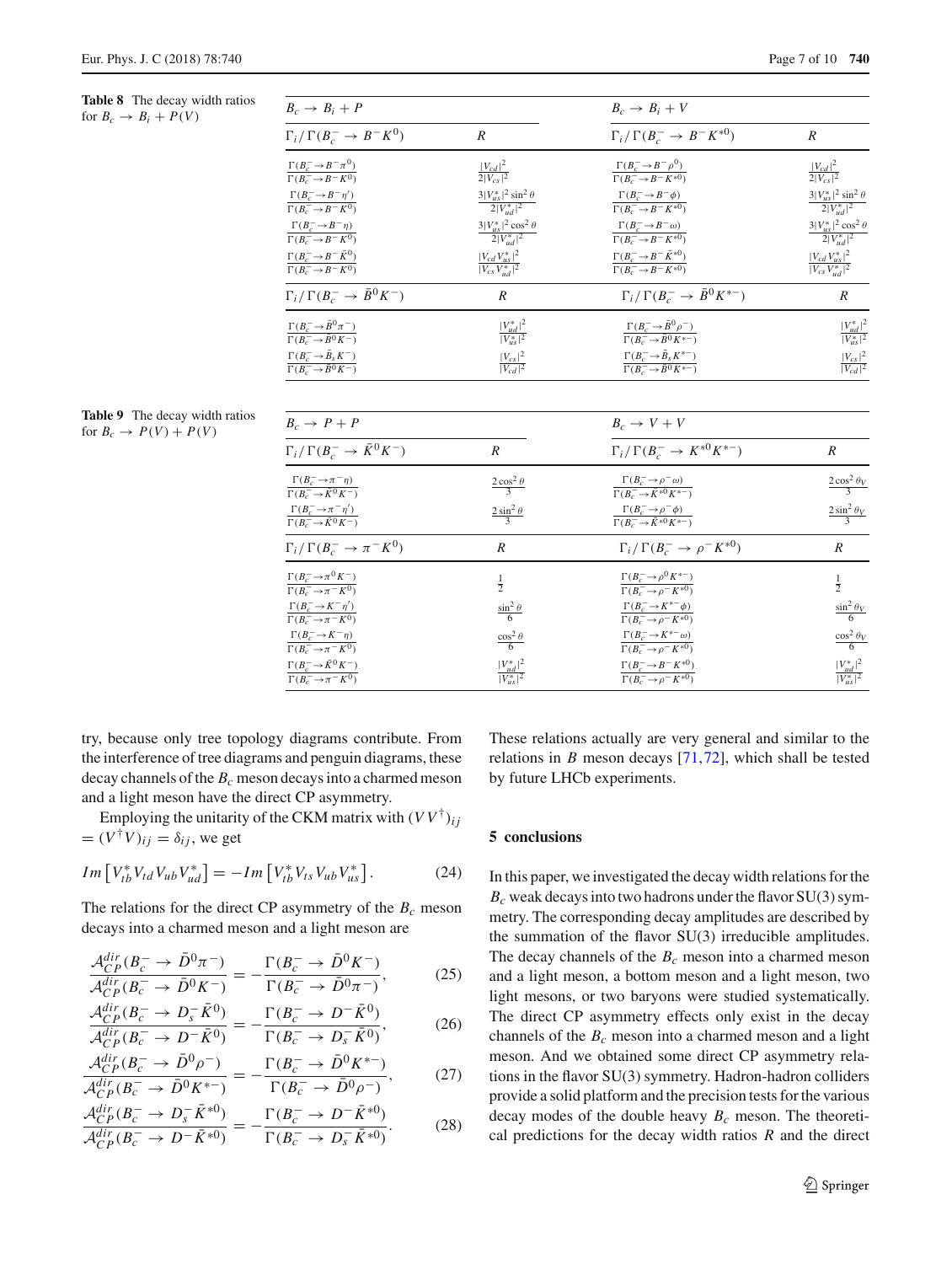**Table 8** The decay width ratios for $B_c \to B_i + P(V)$

| $B_c \to B_i + P$ | | $B_c \to B_i + V$ | |
|---|---|---|---|
| $\Gamma_i/\Gamma(B_c^- \to B^- K^0)$ | $R$ | $\Gamma_i/\Gamma(B_c^- \to B^- K^{*0})$ | $R$ |
| $\frac{\Gamma(B_c^- \to B^- \pi^0)}{\Gamma(B_c^- \to B^- K^0)}$ | $\frac{\lvert V_{cd}\rvert^2}{2\lvert V_{cs}\rvert^2}$ | $\frac{\Gamma(B_c^- \to B^- \rho^0)}{\Gamma(B_c^- \to B^- K^{*0})}$ | $\frac{\lvert V_{cd}\rvert^2}{2\lvert V_{cs}\rvert^2}$ |
| $\frac{\Gamma(B_c^- \to B^- \eta')}{\Gamma(B_c^- \to B^- K^0)}$ | $\frac{3\lvert V_{us}^*\rvert^2 \sin^2\theta}{2\lvert V_{ud}^*\rvert^2}$ | $\frac{\Gamma(B_c^- \to B^- \phi)}{\Gamma(B_c^- \to B^- K^{*0})}$ | $\frac{3\lvert V_{us}^*\rvert^2 \sin^2\theta}{2\lvert V_{ud}^*\rvert^2}$ |
| $\frac{\Gamma(B_c^- \to B^- \eta)}{\Gamma(B_c^- \to B^- K^0)}$ | $\frac{3\lvert V_{us}^*\rvert^2 \cos^2\theta}{2\lvert V_{ud}^*\rvert^2}$ | $\frac{\Gamma(B_c^- \to B^- \omega)}{\Gamma(B_c^- \to B^- K^{*0})}$ | $\frac{3\lvert V_{us}^*\rvert^2 \cos^2\theta}{2\lvert V_{ud}^*\rvert^2}$ |
| $\frac{\Gamma(B_c^- \to B^- \bar{K}^0)}{\Gamma(B_c^- \to B^- K^0)}$ | $\frac{\lvert V_{cd} V_{us}^*\rvert^2}{\lvert V_{cs} V_{ud}^*\rvert^2}$ | $\frac{\Gamma(B_c^- \to B^- \bar{K}^{*0})}{\Gamma(B_c^- \to B^- K^{*0})}$ | $\frac{\lvert V_{cd} V_{us}^*\rvert^2}{\lvert V_{cs} V_{ud}^*\rvert^2}$ |
| $\Gamma_i/\Gamma(B_c^- \to \bar{B}^0 K^-)$ | $R$ | $\Gamma_i/\Gamma(B_c^- \to \bar{B}^0 K^{*-})$ | $R$ |
| $\frac{\Gamma(B_c^- \to \bar{B}^0 \pi^-)}{\Gamma(B_c^- \to \bar{B}^0 K^-)}$ | $\frac{\lvert V_{ud}^*\rvert^2}{\lvert V_{us}^*\rvert^2}$ | $\frac{\Gamma(B_c^- \to \bar{B}^0 \rho^-)}{\Gamma(B_c^- \to \bar{B}^0 K^{*-})}$ | $\frac{\lvert V_{ud}^*\rvert^2}{\lvert V_{us}^*\rvert^2}$ |
| $\frac{\Gamma(B_c^- \to \bar{B}_s K^-)}{\Gamma(B_c^- \to \bar{B}^0 K^-)}$ | $\frac{\lvert V_{cs}\rvert^2}{\lvert V_{cd}\rvert^2}$ | $\frac{\Gamma(B_c^- \to \bar{B}_s K^{*-})}{\Gamma(B_c^- \to \bar{B}^0 K^{*-})}$ | $\frac{\lvert V_{cs}\rvert^2}{\lvert V_{cd}\rvert^2}$ |

**Table 9** The decay width ratios for $B_c \to P(V) + P(V)$

| $B_c \to P + P$ | | $B_c \to V + V$ | |
|---|---|---|---|
| $\Gamma_i/\Gamma(B_c^- \to \bar{K}^0 K^-)$ | $R$ | $\Gamma_i/\Gamma(B_c^- \to K^{*0} K^{*-})$ | $R$ |
| $\frac{\Gamma(B_c^- \to \pi^- \eta)}{\Gamma(B_c^- \to \bar{K}^0 K^-)}$ | $\frac{2\cos^2\theta}{3}$ | $\frac{\Gamma(B_c^- \to \rho^- \omega)}{\Gamma(B_c^- \to \bar{K}^{*0} K^{*-})}$ | $\frac{2\cos^2\theta_V}{3}$ |
| $\frac{\Gamma(B_c^- \to \pi^- \eta')}{\Gamma(B_c^- \to \bar{K}^0 K^-)}$ | $\frac{2\sin^2\theta}{3}$ | $\frac{\Gamma(B_c^- \to \rho^- \phi)}{\Gamma(B_c^- \to \bar{K}^{*0} K^{*-})}$ | $\frac{2\sin^2\theta_V}{3}$ |
| $\Gamma_i/\Gamma(B_c^- \to \pi^- K^0)$ | $R$ | $\Gamma_i/\Gamma(B_c^- \to \rho^- K^{*0})$ | $R$ |
| $\frac{\Gamma(B_c^- \to \pi^0 K^-)}{\Gamma(B_c^- \to \pi^- K^0)}$ | $\frac{1}{2}$ | $\frac{\Gamma(B_c^- \to \rho^0 K^{*-})}{\Gamma(B_c^- \to \rho^- K^{*0})}$ | $\frac{1}{2}$ |
| $\frac{\Gamma(B_c^- \to K^- \eta')}{\Gamma(B_c^- \to \pi^- K^0)}$ | $\frac{\sin^2\theta}{6}$ | $\frac{\Gamma(B_c^- \to K^{*-} \phi)}{\Gamma(B_c^- \to \rho^- K^{*0})}$ | $\frac{\sin^2\theta_V}{6}$ |
| $\frac{\Gamma(B_c^- \to K^- \eta)}{\Gamma(B_c^- \to \pi^- K^0)}$ | $\frac{\cos^2\theta}{6}$ | $\frac{\Gamma(B_c^- \to K^{*-} \omega)}{\Gamma(B_c^- \to \rho^- K^{*0})}$ | $\frac{\cos^2\theta_V}{6}$ |
| $\frac{\Gamma(B_c^- \to \bar{K}^0 K^-)}{\Gamma(B_c^- \to \pi^- K^0)}$ | $\frac{\lvert V_{ud}^*\rvert^2}{\lvert V_{us}^*\rvert^2}$ | $\frac{\Gamma(B_c^- \to B^- K^{*0})}{\Gamma(B_c^- \to \rho^- K^{*0})}$ | $\frac{\lvert V_{ud}^*\rvert^2}{\lvert V_{us}^*\rvert^2}$ |

try, because only tree topology diagrams contribute. From the interference of tree diagrams and penguin diagrams, these decay channels of the $B_c$ meson decays into a charmed meson and a light meson have the direct CP asymmetry.

Employing the unitarity of the CKM matrix with $(VV^\dagger)_{ij} = (V^\dagger V)_{ij} = \delta_{ij}$, we get

$$Im\left[V_{tb}^* V_{td} V_{ub} V_{ud}^*\right] = -Im\left[V_{tb}^* V_{ts} V_{ub} V_{us}^*\right]. \tag{24}$$

The relations for the direct CP asymmetry of the $B_c$ meson decays into a charmed meson and a light meson are

$$\frac{\mathcal{A}_{CP}^{dir}(B_c^- \to \bar{D}^0 \pi^-)}{\mathcal{A}_{CP}^{dir}(B_c^- \to \bar{D}^0 K^-)} = -\frac{\Gamma(B_c^- \to \bar{D}^0 K^-)}{\Gamma(B_c^- \to \bar{D}^0 \pi^-)}, \tag{25}$$

$$\frac{\mathcal{A}_{CP}^{dir}(B_c^- \to D_s^- \bar{K}^0)}{\mathcal{A}_{CP}^{dir}(B_c^- \to D^- \bar{K}^0)} = -\frac{\Gamma(B_c^- \to D^- \bar{K}^0)}{\Gamma(B_c^- \to D_s^- \bar{K}^0)}, \tag{26}$$

$$\frac{\mathcal{A}_{CP}^{dir}(B_c^- \to \bar{D}^0 \rho^-)}{\mathcal{A}_{CP}^{dir}(B_c^- \to \bar{D}^0 K^{*-})} = -\frac{\Gamma(B_c^- \to \bar{D}^0 K^{*-})}{\Gamma(B_c^- \to \bar{D}^0 \rho^-)}, \tag{27}$$

$$\frac{\mathcal{A}_{CP}^{dir}(B_c^- \to D_s^- \bar{K}^{*0})}{\mathcal{A}_{CP}^{dir}(B_c^- \to D^- \bar{K}^{*0})} = -\frac{\Gamma(B_c^- \to D^- \bar{K}^{*0})}{\Gamma(B_c^- \to D_s^- \bar{K}^{*0})}. \tag{28}$$

These relations actually are very general and similar to the relations in $B$ meson decays [71,72], which shall be tested by future LHCb experiments.

## 5 conclusions

In this paper, we investigated the decay width relations for the $B_c$ weak decays into two hadrons under the flavor SU(3) symmetry. The corresponding decay amplitudes are described by the summation of the flavor SU(3) irreducible amplitudes. The decay channels of the $B_c$ meson into a charmed meson and a light meson, a bottom meson and a light meson, two light mesons, or two baryons were studied systematically. The direct CP asymmetry effects only exist in the decay channels of the $B_c$ meson into a charmed meson and a light meson. And we obtained some direct CP asymmetry relations in the flavor SU(3) symmetry. Hadron-hadron colliders provide a solid platform and the precision tests for the various decay modes of the double heavy $B_c$ meson. The theoretical predictions for the decay width ratios $R$ and the direct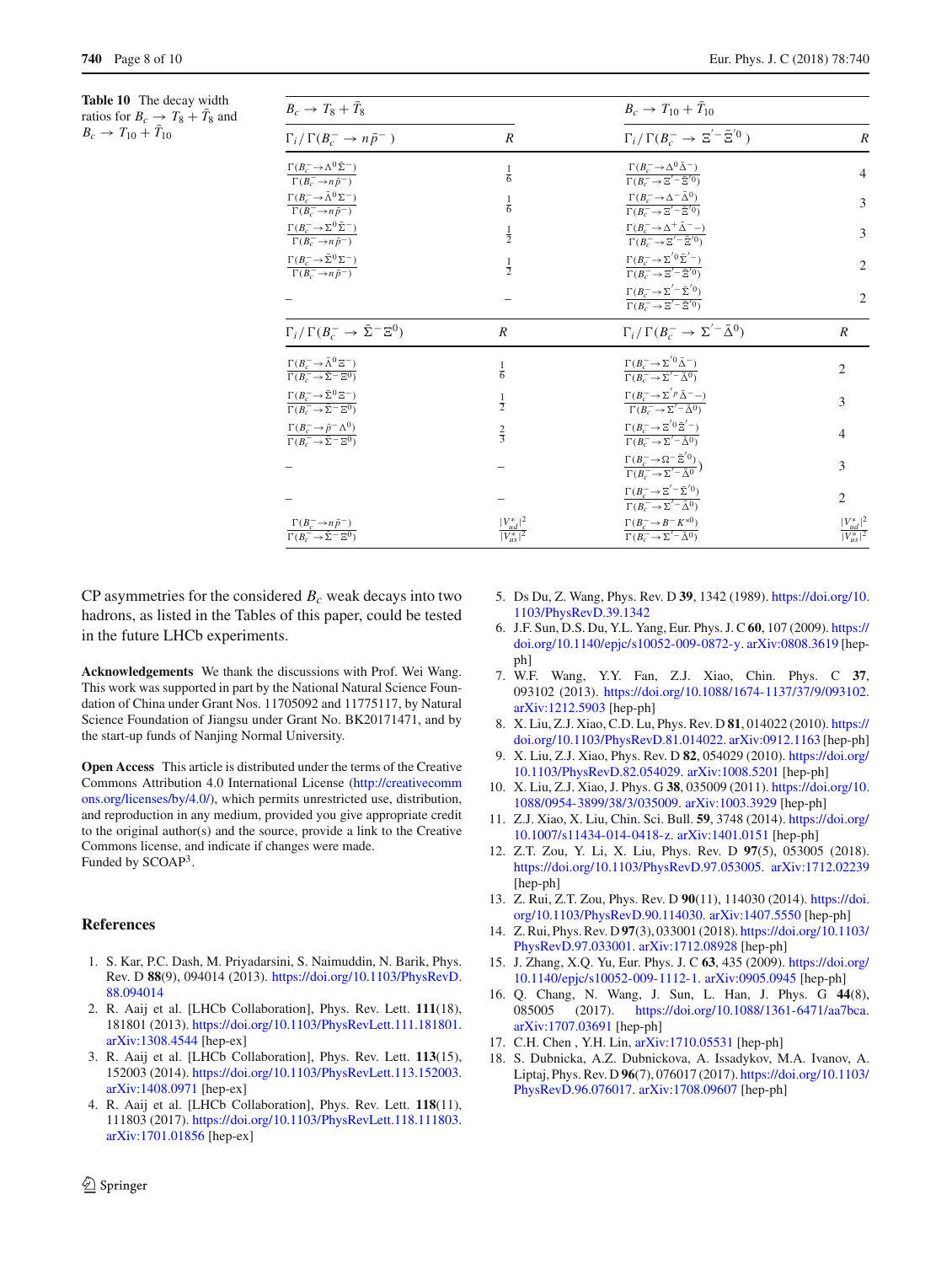**Table 10** The decay width ratios for $B_c \to T_8 + \bar{T}_8$ and $B_c \to T_{10} + \bar{T}_{10}$

| $B_c \to T_8 + \bar{T}_8$ | | $B_c \to T_{10} + \bar{T}_{10}$ | |
|---|---|---|---|
| $\Gamma_i/\Gamma(B_c^- \to n\bar{p}^-)$ | $R$ | $\Gamma_i/\Gamma(B_c^- \to \Xi'^- \bar{\Xi}'^0)$ | $R$ |
| $\frac{\Gamma(B_c^- \to \Lambda^0 \bar{\Sigma}^-)}{\Gamma(B_c^- \to n\bar{p}^-)}$ | $\frac{1}{6}$ | $\frac{\Gamma(B_c^- \to \Delta^0 \bar{\Delta}^-)}{\Gamma(B_c^- \to \Xi'^- \bar{\Xi}'^0)}$ | 4 |
| $\frac{\Gamma(B_c^- \to \bar{\Lambda}^0 \Sigma^-)}{\Gamma(B_c^- \to n\bar{p}^-)}$ | $\frac{1}{6}$ | $\frac{\Gamma(B_c^- \to \Delta^- \bar{\Delta}^0)}{\Gamma(B_c^- \to \Xi'^- \bar{\Xi}'^0)}$ | 3 |
| $\frac{\Gamma(B_c^- \to \Sigma^0 \bar{\Sigma}^-)}{\Gamma(B_c^- \to n\bar{p}^-)}$ | $\frac{1}{2}$ | $\frac{\Gamma(B_c^- \to \Delta^+ \bar{\Delta}^{--})}{\Gamma(B_c^- \to \Xi'^- \bar{\Xi}'^0)}$ | 3 |
| $\frac{\Gamma(B_c^- \to \bar{\Sigma}^0 \Sigma^-)}{\Gamma(B_c^- \to n\bar{p}^-)}$ | $\frac{1}{2}$ | $\frac{\Gamma(B_c^- \to \Sigma'^0 \bar{\Sigma}'^-)}{\Gamma(B_c^- \to \Xi'^- \bar{\Xi}'^0)}$ | 2 |
| – | – | $\frac{\Gamma(B_c^- \to \Sigma'^- \bar{\Sigma}'^0)}{\Gamma(B_c^- \to \Xi'^- \bar{\Xi}'^0)}$ | 2 |
| $\Gamma_i/\Gamma(B_c^- \to \bar{\Sigma}^- \Xi^0)$ | $R$ | $\Gamma_i/\Gamma(B_c^- \to \Sigma'^- \bar{\Delta}^0)$ | $R$ |
| $\frac{\Gamma(B_c^- \to \bar{\Lambda}^0 \Xi^-)}{\Gamma(B_c^- \to \bar{\Sigma}^- \Xi^0)}$ | $\frac{1}{6}$ | $\frac{\Gamma(B_c^- \to \Sigma'^0 \bar{\Delta}^-)}{\Gamma(B_c^- \to \Sigma'^- \bar{\Delta}^0)}$ | 2 |
| $\frac{\Gamma(B_c^- \to \bar{\Sigma}^0 \Xi^-)}{\Gamma(B_c^- \to \bar{\Sigma}^- \Xi^0)}$ | $\frac{1}{2}$ | $\frac{\Gamma(B_c^- \to \Sigma'^p \bar{\Delta}^{--})}{\Gamma(B_c^- \to \Sigma'^- \bar{\Delta}^0)}$ | 3 |
| $\frac{\Gamma(B_c^- \to \bar{p}^- \Lambda^0)}{\Gamma(B_c^- \to \bar{\Sigma}^- \Xi^0)}$ | $\frac{2}{3}$ | $\frac{\Gamma(B_c^- \to \Xi'^0 \bar{\Xi}'^-)}{\Gamma(B_c^- \to \Sigma'^- \bar{\Delta}^0)}$ | 4 |
| – | – | $\frac{\Gamma(B_c^- \to \Omega^- \bar{\Xi}'^0)}{\Gamma(B_c^- \to \Sigma'^- \bar{\Delta}^0)}$ | 3 |
| – | – | $\frac{\Gamma(B_c^- \to \Xi'^- \bar{\Sigma}'^0)}{\Gamma(B_c^- \to \Sigma'^- \bar{\Delta}^0)}$ | 2 |
| $\frac{\Gamma(B_c^- \to n\bar{p}^-)}{\Gamma(B_c^- \to \bar{\Sigma}^- \Xi^0)}$ | $\frac{\lvert V_{ud}^*\rvert^2}{\lvert V_{us}^*\rvert^2}$ | $\frac{\Gamma(B_c^- \to B^- K^{*0})}{\Gamma(B_c^- \to \Sigma'^- \bar{\Delta}^0)}$ | $\frac{\lvert V_{ud}^*\rvert^2}{\lvert V_{us}^*\rvert^2}$ |

CP asymmetries for the considered $B_c$ weak decays into two hadrons, as listed in the Tables of this paper, could be tested in the future LHCb experiments.

**Acknowledgements** We thank the discussions with Prof. Wei Wang. This work was supported in part by the National Natural Science Foundation of China under Grant Nos. 11705092 and 11775117, by Natural Science Foundation of Jiangsu under Grant No. BK20171471, and by the start-up funds of Nanjing Normal University.

**Open Access** This article is distributed under the terms of the Creative Commons Attribution 4.0 International License (http://creativecommons.org/licenses/by/4.0/), which permits unrestricted use, distribution, and reproduction in any medium, provided you give appropriate credit to the original author(s) and the source, provide a link to the Creative Commons license, and indicate if changes were made.
Funded by SCOAP[3].

## References

1. S. Kar, P.C. Dash, M. Priyadarsini, S. Naimuddin, N. Barik, Phys. Rev. D **88**(9), 094014 (2013). https://doi.org/10.1103/PhysRevD.88.094014
2. R. Aaij et al. [LHCb Collaboration], Phys. Rev. Lett. **111**(18), 181801 (2013). https://doi.org/10.1103/PhysRevLett.111.181801. arXiv:1308.4544 [hep-ex]
3. R. Aaij et al. [LHCb Collaboration], Phys. Rev. Lett. **113**(15), 152003 (2014). https://doi.org/10.1103/PhysRevLett.113.152003. arXiv:1408.0971 [hep-ex]
4. R. Aaij et al. [LHCb Collaboration], Phys. Rev. Lett. **118**(11), 111803 (2017). https://doi.org/10.1103/PhysRevLett.118.111803. arXiv:1701.01856 [hep-ex]
5. Ds Du, Z. Wang, Phys. Rev. D **39**, 1342 (1989). https://doi.org/10.1103/PhysRevD.39.1342
6. J.F. Sun, D.S. Du, Y.L. Yang, Eur. Phys. J. C **60**, 107 (2009). https://doi.org/10.1140/epjc/s10052-009-0872-y. arXiv:0808.3619 [hep-ph]
7. W.F. Wang, Y.Y. Fan, Z.J. Xiao, Chin. Phys. C **37**, 093102 (2013). https://doi.org/10.1088/1674-1137/37/9/093102. arXiv:1212.5903 [hep-ph]
8. X. Liu, Z.J. Xiao, C.D. Lu, Phys. Rev. D **81**, 014022 (2010). https://doi.org/10.1103/PhysRevD.81.014022. arXiv:0912.1163 [hep-ph]
9. X. Liu, Z.J. Xiao, Phys. Rev. D **82**, 054029 (2010). https://doi.org/10.1103/PhysRevD.82.054029. arXiv:1008.5201 [hep-ph]
10. X. Liu, Z.J. Xiao, J. Phys. G **38**, 035009 (2011). https://doi.org/10.1088/0954-3899/38/3/035009. arXiv:1003.3929 [hep-ph]
11. Z.J. Xiao, X. Liu, Chin. Sci. Bull. **59**, 3748 (2014). https://doi.org/10.1007/s11434-014-0418-z. arXiv:1401.0151 [hep-ph]
12. Z.T. Zou, Y. Li, X. Liu, Phys. Rev. D **97**(5), 053005 (2018). https://doi.org/10.1103/PhysRevD.97.053005. arXiv:1712.02239 [hep-ph]
13. Z. Rui, Z.T. Zou, Phys. Rev. D **90**(11), 114030 (2014). https://doi.org/10.1103/PhysRevD.90.114030. arXiv:1407.5550 [hep-ph]
14. Z. Rui, Phys. Rev. D **97**(3), 033001 (2018). https://doi.org/10.1103/PhysRevD.97.033001. arXiv:1712.08928 [hep-ph]
15. J. Zhang, X.Q. Yu, Eur. Phys. J. C **63**, 435 (2009). https://doi.org/10.1140/epjc/s10052-009-1112-1. arXiv:0905.0945 [hep-ph]
16. Q. Chang, N. Wang, J. Sun, L. Han, J. Phys. G **44**(8), 085005 (2017). https://doi.org/10.1088/1361-6471/aa7bca. arXiv:1707.03691 [hep-ph]
17. C.H. Chen , Y.H. Lin, arXiv:1710.05531 [hep-ph]
18. S. Dubnicka, A.Z. Dubnickova, A. Issadykov, M.A. Ivanov, A. Liptaj, Phys. Rev. D **96**(7), 076017 (2017). https://doi.org/10.1103/PhysRevD.96.076017. arXiv:1708.09607 [hep-ph]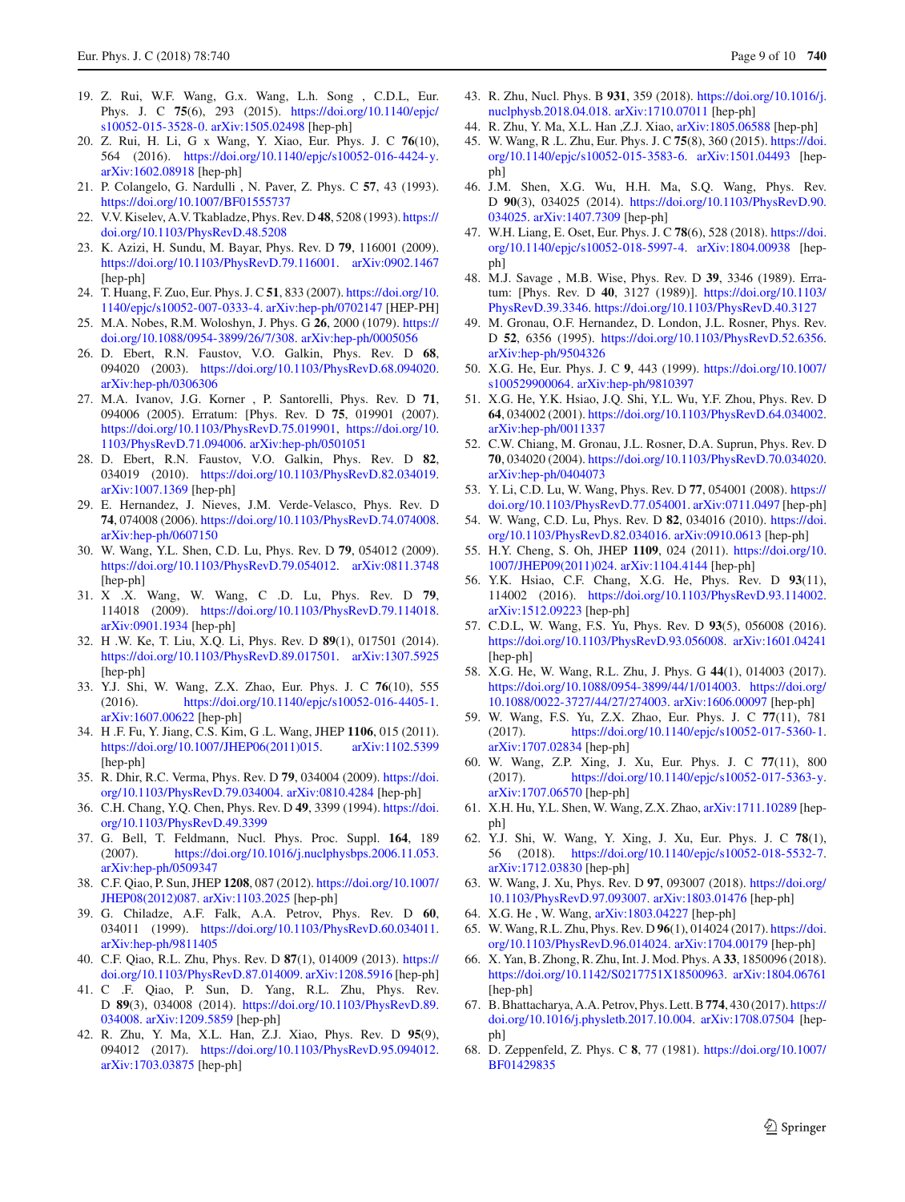19. Z. Rui, W.F. Wang, G.x. Wang, L.h. Song , C.D.L, Eur. Phys. J. C **75**(6), 293 (2015). https://doi.org/10.1140/epjc/s10052-015-3528-0. arXiv:1505.02498 [hep-ph]
20. Z. Rui, H. Li, G x Wang, Y. Xiao, Eur. Phys. J. C **76**(10), 564 (2016). https://doi.org/10.1140/epjc/s10052-016-4424-y. arXiv:1602.08918 [hep-ph]
21. P. Colangelo, G. Nardulli , N. Paver, Z. Phys. C **57**, 43 (1993). https://doi.org/10.1007/BF01555737
22. V.V. Kiselev, A.V. Tkabladze, Phys. Rev. D **48**, 5208 (1993). https://doi.org/10.1103/PhysRevD.48.5208
23. K. Azizi, H. Sundu, M. Bayar, Phys. Rev. D **79**, 116001 (2009). https://doi.org/10.1103/PhysRevD.79.116001. arXiv:0902.1467 [hep-ph]
24. T. Huang, F. Zuo, Eur. Phys. J. C **51**, 833 (2007). https://doi.org/10.1140/epjc/s10052-007-0333-4. arXiv:hep-ph/0702147 [HEP-PH]
25. M.A. Nobes, R.M. Woloshyn, J. Phys. G **26**, 2000 (1079). https://doi.org/10.1088/0954-3899/26/7/308. arXiv:hep-ph/0005056
26. D. Ebert, R.N. Faustov, V.O. Galkin, Phys. Rev. D **68**, 094020 (2003). https://doi.org/10.1103/PhysRevD.68.094020. arXiv:hep-ph/0306306
27. M.A. Ivanov, J.G. Korner , P. Santorelli, Phys. Rev. D **71**, 094006 (2005). Erratum: [Phys. Rev. D **75**, 019901 (2007). https://doi.org/10.1103/PhysRevD.75.019901, https://doi.org/10.1103/PhysRevD.71.094006. arXiv:hep-ph/0501051
28. D. Ebert, R.N. Faustov, V.O. Galkin, Phys. Rev. D **82**, 034019 (2010). https://doi.org/10.1103/PhysRevD.82.034019. arXiv:1007.1369 [hep-ph]
29. E. Hernandez, J. Nieves, J.M. Verde-Velasco, Phys. Rev. D **74**, 074008 (2006). https://doi.org/10.1103/PhysRevD.74.074008. arXiv:hep-ph/0607150
30. W. Wang, Y.L. Shen, C.D. Lu, Phys. Rev. D **79**, 054012 (2009). https://doi.org/10.1103/PhysRevD.79.054012. arXiv:0811.3748 [hep-ph]
31. X .X. Wang, W. Wang, C .D. Lu, Phys. Rev. D **79**, 114018 (2009). https://doi.org/10.1103/PhysRevD.79.114018. arXiv:0901.1934 [hep-ph]
32. H .W. Ke, T. Liu, X.Q. Li, Phys. Rev. D **89**(1), 017501 (2014). https://doi.org/10.1103/PhysRevD.89.017501. arXiv:1307.5925 [hep-ph]
33. Y.J. Shi, W. Wang, Z.X. Zhao, Eur. Phys. J. C **76**(10), 555 (2016). https://doi.org/10.1140/epjc/s10052-016-4405-1. arXiv:1607.00622 [hep-ph]
34. H .F. Fu, Y. Jiang, C.S. Kim, G .L. Wang, JHEP **1106**, 015 (2011). https://doi.org/10.1007/JHEP06(2011)015. arXiv:1102.5399 [hep-ph]
35. R. Dhir, R.C. Verma, Phys. Rev. D **79**, 034004 (2009). https://doi.org/10.1103/PhysRevD.79.034004. arXiv:0810.4284 [hep-ph]
36. C.H. Chang, Y.Q. Chen, Phys. Rev. D **49**, 3399 (1994). https://doi.org/10.1103/PhysRevD.49.3399
37. G. Bell, T. Feldmann, Nucl. Phys. Proc. Suppl. **164**, 189 (2007). https://doi.org/10.1016/j.nuclphysbps.2006.11.053. arXiv:hep-ph/0509347
38. C.F. Qiao, P. Sun, JHEP **1208**, 087 (2012). https://doi.org/10.1007/JHEP08(2012)087. arXiv:1103.2025 [hep-ph]
39. G. Chiladze, A.F. Falk, A.A. Petrov, Phys. Rev. D **60**, 034011 (1999). https://doi.org/10.1103/PhysRevD.60.034011. arXiv:hep-ph/9811405
40. C.F. Qiao, R.L. Zhu, Phys. Rev. D **87**(1), 014009 (2013). https://doi.org/10.1103/PhysRevD.87.014009. arXiv:1208.5916 [hep-ph]
41. C .F. Qiao, P. Sun, D. Yang, R.L. Zhu, Phys. Rev. D **89**(3), 034008 (2014). https://doi.org/10.1103/PhysRevD.89.034008. arXiv:1209.5859 [hep-ph]
42. R. Zhu, Y. Ma, X.L. Han, Z.J. Xiao, Phys. Rev. D **95**(9), 094012 (2017). https://doi.org/10.1103/PhysRevD.95.094012. arXiv:1703.03875 [hep-ph]
43. R. Zhu, Nucl. Phys. B **931**, 359 (2018). https://doi.org/10.1016/j.nuclphysb.2018.04.018. arXiv:1710.07011 [hep-ph]
44. R. Zhu, Y. Ma, X.L. Han ,Z.J. Xiao, arXiv:1805.06588 [hep-ph]
45. W. Wang, R .L. Zhu, Eur. Phys. J. C **75**(8), 360 (2015). https://doi.org/10.1140/epjc/s10052-015-3583-6. arXiv:1501.04493 [hep-ph]
46. J.M. Shen, X.G. Wu, H.H. Ma, S.Q. Wang, Phys. Rev. D **90**(3), 034025 (2014). https://doi.org/10.1103/PhysRevD.90.034025. arXiv:1407.7309 [hep-ph]
47. W.H. Liang, E. Oset, Eur. Phys. J. C **78**(6), 528 (2018). https://doi.org/10.1140/epjc/s10052-018-5997-4. arXiv:1804.00938 [hep-ph]
48. M.J. Savage , M.B. Wise, Phys. Rev. D **39**, 3346 (1989). Erratum: [Phys. Rev. D **40**, 3127 (1989)]. https://doi.org/10.1103/PhysRevD.39.3346. https://doi.org/10.1103/PhysRevD.40.3127
49. M. Gronau, O.F. Hernandez, D. London, J.L. Rosner, Phys. Rev. D **52**, 6356 (1995). https://doi.org/10.1103/PhysRevD.52.6356. arXiv:hep-ph/9504326
50. X.G. He, Eur. Phys. J. C **9**, 443 (1999). https://doi.org/10.1007/s100529900064. arXiv:hep-ph/9810397
51. X.G. He, Y.K. Hsiao, J.Q. Shi, Y.L. Wu, Y.F. Zhou, Phys. Rev. D **64**, 034002 (2001). https://doi.org/10.1103/PhysRevD.64.034002. arXiv:hep-ph/0011337
52. C.W. Chiang, M. Gronau, J.L. Rosner, D.A. Suprun, Phys. Rev. D **70**, 034020 (2004). https://doi.org/10.1103/PhysRevD.70.034020. arXiv:hep-ph/0404073
53. Y. Li, C.D. Lu, W. Wang, Phys. Rev. D **77**, 054001 (2008). https://doi.org/10.1103/PhysRevD.77.054001. arXiv:0711.0497 [hep-ph]
54. W. Wang, C.D. Lu, Phys. Rev. D **82**, 034016 (2010). https://doi.org/10.1103/PhysRevD.82.034016. arXiv:0910.0613 [hep-ph]
55. H.Y. Cheng, S. Oh, JHEP **1109**, 024 (2011). https://doi.org/10.1007/JHEP09(2011)024. arXiv:1104.4144 [hep-ph]
56. Y.K. Hsiao, C.F. Chang, X.G. He, Phys. Rev. D **93**(11), 114002 (2016). https://doi.org/10.1103/PhysRevD.93.114002. arXiv:1512.09223 [hep-ph]
57. C.D.L, W. Wang, F.S. Yu, Phys. Rev. D **93**(5), 056008 (2016). https://doi.org/10.1103/PhysRevD.93.056008. arXiv:1601.04241 [hep-ph]
58. X.G. He, W. Wang, R.L. Zhu, J. Phys. G **44**(1), 014003 (2017). https://doi.org/10.1088/0954-3899/44/1/014003. https://doi.org/10.1088/0022-3727/44/27/274003. arXiv:1606.00097 [hep-ph]
59. W. Wang, F.S. Yu, Z.X. Zhao, Eur. Phys. J. C **77**(11), 781 (2017). https://doi.org/10.1140/epjc/s10052-017-5360-1. arXiv:1707.02834 [hep-ph]
60. W. Wang, Z.P. Xing, J. Xu, Eur. Phys. J. C **77**(11), 800 (2017). https://doi.org/10.1140/epjc/s10052-017-5363-y. arXiv:1707.06570 [hep-ph]
61. X.H. Hu, Y.L. Shen, W. Wang, Z.X. Zhao, arXiv:1711.10289 [hep-ph]
62. Y.J. Shi, W. Wang, Y. Xing, J. Xu, Eur. Phys. J. C **78**(1), 56 (2018). https://doi.org/10.1140/epjc/s10052-018-5532-7. arXiv:1712.03830 [hep-ph]
63. W. Wang, J. Xu, Phys. Rev. D **97**, 093007 (2018). https://doi.org/10.1103/PhysRevD.97.093007. arXiv:1803.01476 [hep-ph]
64. X.G. He , W. Wang, arXiv:1803.04227 [hep-ph]
65. W. Wang, R.L. Zhu, Phys. Rev. D **96**(1), 014024 (2017). https://doi.org/10.1103/PhysRevD.96.014024. arXiv:1704.00179 [hep-ph]
66. X. Yan, B. Zhong, R. Zhu, Int. J. Mod. Phys. A **33**, 1850096 (2018). https://doi.org/10.1142/S0217751X18500963. arXiv:1804.06761 [hep-ph]
67. B. Bhattacharya, A.A. Petrov, Phys. Lett. B **774**, 430 (2017). https://doi.org/10.1016/j.physletb.2017.10.004. arXiv:1708.07504 [hep-ph]
68. D. Zeppenfeld, Z. Phys. C **8**, 77 (1981). https://doi.org/10.1007/BF01429835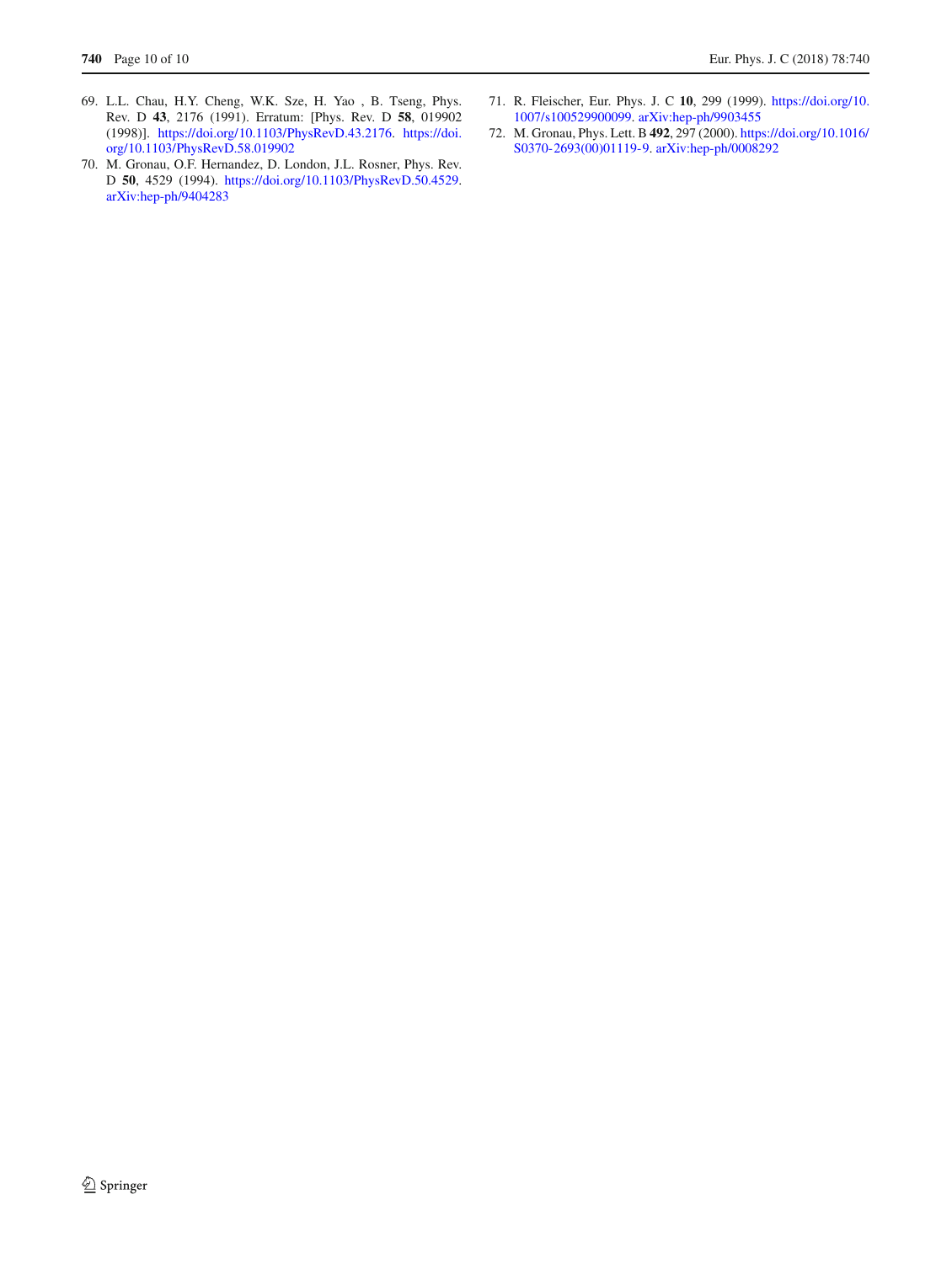69. L.L. Chau, H.Y. Cheng, W.K. Sze, H. Yao , B. Tseng, Phys. Rev. D **43**, 2176 (1991). Erratum: [Phys. Rev. D **58**, 019902 (1998)]. https://doi.org/10.1103/PhysRevD.43.2176. https://doi.org/10.1103/PhysRevD.58.019902
70. M. Gronau, O.F. Hernandez, D. London, J.L. Rosner, Phys. Rev. D **50**, 4529 (1994). https://doi.org/10.1103/PhysRevD.50.4529. arXiv:hep-ph/9404283
71. R. Fleischer, Eur. Phys. J. C **10**, 299 (1999). https://doi.org/10.1007/s100529900099. arXiv:hep-ph/9903455
72. M. Gronau, Phys. Lett. B **492**, 297 (2000). https://doi.org/10.1016/S0370-2693(00)01119-9. arXiv:hep-ph/0008292